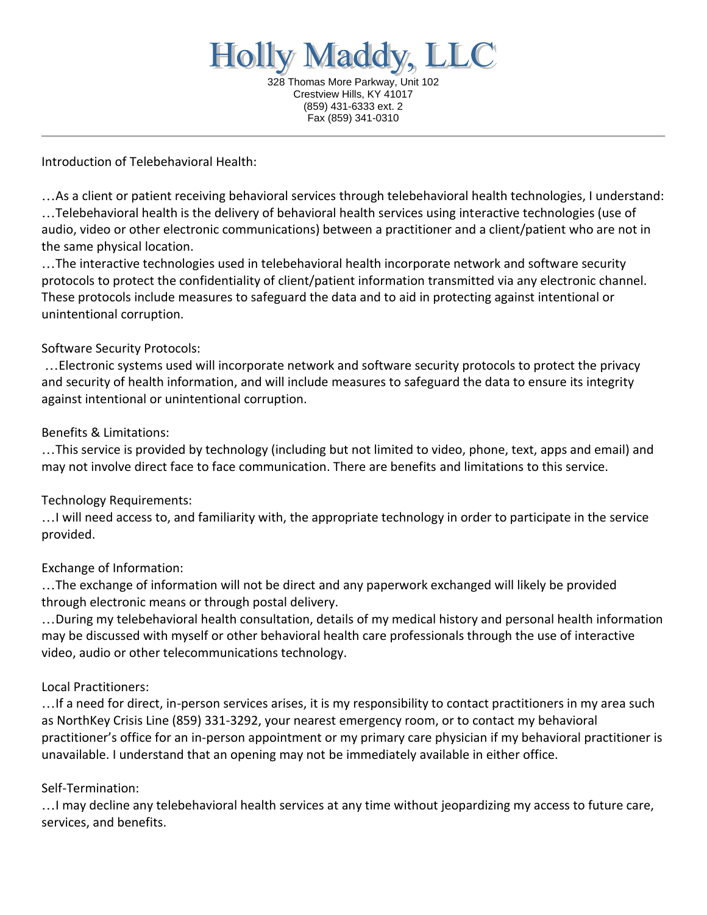# Holly Maddy, LLC

328 Thomas More Parkway, Unit 102
Crestview Hills, KY 41017
(859) 431-6333 ext. 2
Fax (859) 341-0310

---

Introduction of Telebehavioral Health:

…As a client or patient receiving behavioral services through telebehavioral health technologies, I understand:
…Telebehavioral health is the delivery of behavioral health services using interactive technologies (use of audio, video or other electronic communications) between a practitioner and a client/patient who are not in the same physical location.
…The interactive technologies used in telebehavioral health incorporate network and software security protocols to protect the confidentiality of client/patient information transmitted via any electronic channel. These protocols include measures to safeguard the data and to aid in protecting against intentional or unintentional corruption.

Software Security Protocols:
…Electronic systems used will incorporate network and software security protocols to protect the privacy and security of health information, and will include measures to safeguard the data to ensure its integrity against intentional or unintentional corruption.

Benefits & Limitations:
…This service is provided by technology (including but not limited to video, phone, text, apps and email) and may not involve direct face to face communication. There are benefits and limitations to this service.

Technology Requirements:
…I will need access to, and familiarity with, the appropriate technology in order to participate in the service provided.

Exchange of Information:
…The exchange of information will not be direct and any paperwork exchanged will likely be provided through electronic means or through postal delivery.
…During my telebehavioral health consultation, details of my medical history and personal health information may be discussed with myself or other behavioral health care professionals through the use of interactive video, audio or other telecommunications technology.

Local Practitioners:
…If a need for direct, in-person services arises, it is my responsibility to contact practitioners in my area such as NorthKey Crisis Line (859) 331-3292, your nearest emergency room, or to contact my behavioral practitioner's office for an in-person appointment or my primary care physician if my behavioral practitioner is unavailable. I understand that an opening may not be immediately available in either office.

Self-Termination:
…I may decline any telebehavioral health services at any time without jeopardizing my access to future care, services, and benefits.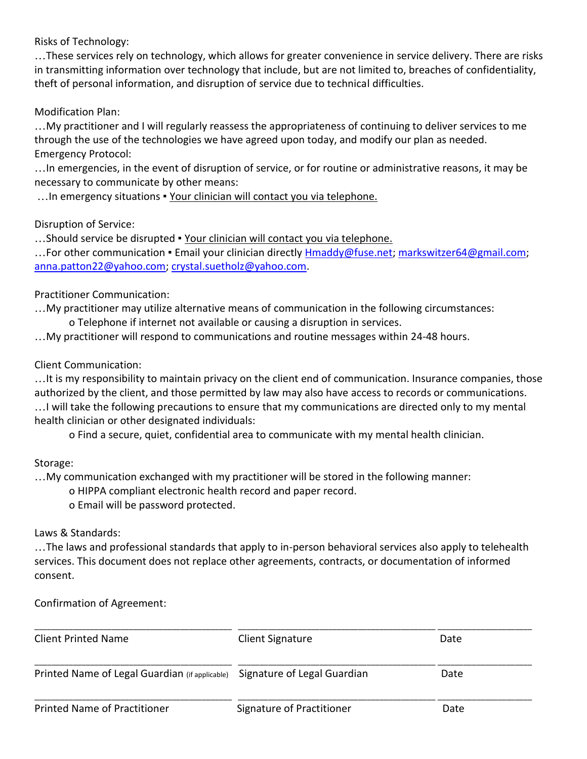Risks of Technology:

…These services rely on technology, which allows for greater convenience in service delivery. There are risks in transmitting information over technology that include, but are not limited to, breaches of confidentiality, theft of personal information, and disruption of service due to technical difficulties.

Modification Plan:

…My practitioner and I will regularly reassess the appropriateness of continuing to deliver services to me through the use of the technologies we have agreed upon today, and modify our plan as needed.

Emergency Protocol:

…In emergencies, in the event of disruption of service, or for routine or administrative reasons, it may be necessary to communicate by other means:

…In emergency situations ▪ Your clinician will contact you via telephone.

Disruption of Service:

…Should service be disrupted ▪ Your clinician will contact you via telephone.

…For other communication ▪ Email your clinician directly Hmaddy@fuse.net; markswitzer64@gmail.com; anna.patton22@yahoo.com; crystal.suetholz@yahoo.com.

Practitioner Communication:

…My practitioner may utilize alternative means of communication in the following circumstances:

- o Telephone if internet not available or causing a disruption in services.

…My practitioner will respond to communications and routine messages within 24-48 hours.

Client Communication:

…It is my responsibility to maintain privacy on the client end of communication. Insurance companies, those authorized by the client, and those permitted by law may also have access to records or communications.

…I will take the following precautions to ensure that my communications are directed only to my mental health clinician or other designated individuals:

- o Find a secure, quiet, confidential area to communicate with my mental health clinician.

Storage:

…My communication exchanged with my practitioner will be stored in the following manner:

- o HIPPA compliant electronic health record and paper record.
- o Email will be password protected.

Laws & Standards:

…The laws and professional standards that apply to in-person behavioral services also apply to telehealth services. This document does not replace other agreements, contracts, or documentation of informed consent.

Confirmation of Agreement:

| | | |
|---|---|---|
| ___________________________ | ___________________________ | ______________ |
| Client Printed Name | Client Signature | Date |
| ___________________________ | ___________________________ | ______________ |
| Printed Name of Legal Guardian (if applicable) | Signature of Legal Guardian | Date |
| ___________________________ | ___________________________ | ______________ |
| Printed Name of Practitioner | Signature of Practitioner | Date |